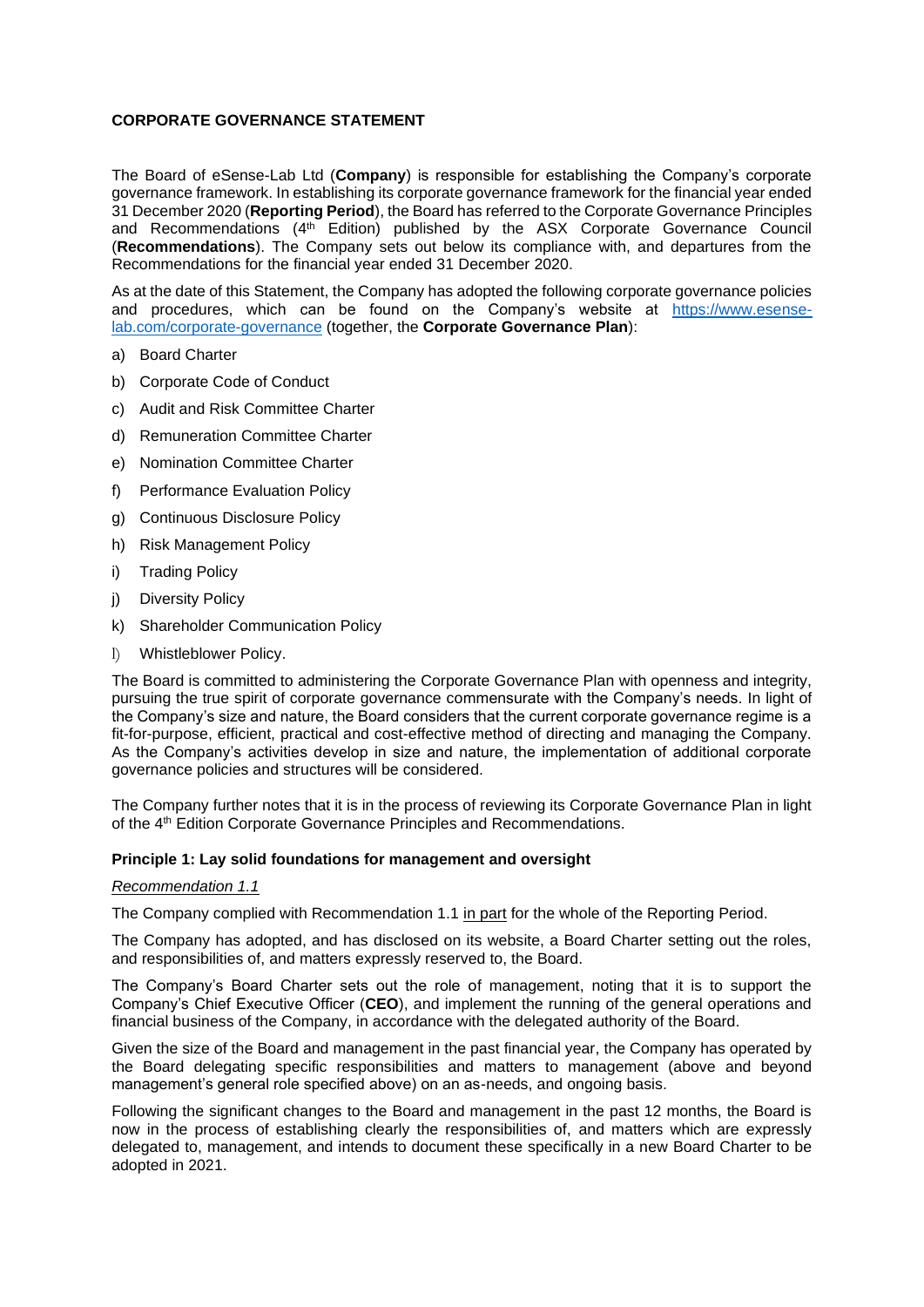**CORPORATE GOVERNANCE STATEMENT**

The Board of eSense-Lab Ltd (**Company**) is responsible for establishing the Company's corporate governance framework. In establishing its corporate governance framework for the financial year ended 31 December 2020 (**Reporting Period**), the Board has referred to the Corporate Governance Principles and Recommendations (4th Edition) published by the ASX Corporate Governance Council (**Recommendations**). The Company sets out below its compliance with, and departures from the Recommendations for the financial year ended 31 December 2020.

As at the date of this Statement, the Company has adopted the following corporate governance policies and procedures, which can be found on the Company's website at https://www.esense-lab.com/corporate-governance (together, the **Corporate Governance Plan**):

a) Board Charter
b) Corporate Code of Conduct
c) Audit and Risk Committee Charter
d) Remuneration Committee Charter
e) Nomination Committee Charter
f) Performance Evaluation Policy
g) Continuous Disclosure Policy
h) Risk Management Policy
i) Trading Policy
j) Diversity Policy
k) Shareholder Communication Policy
l) Whistleblower Policy.

The Board is committed to administering the Corporate Governance Plan with openness and integrity, pursuing the true spirit of corporate governance commensurate with the Company's needs. In light of the Company's size and nature, the Board considers that the current corporate governance regime is a fit-for-purpose, efficient, practical and cost-effective method of directing and managing the Company. As the Company's activities develop in size and nature, the implementation of additional corporate governance policies and structures will be considered.

The Company further notes that it is in the process of reviewing its Corporate Governance Plan in light of the 4th Edition Corporate Governance Principles and Recommendations.

**Principle 1: Lay solid foundations for management and oversight**

*Recommendation 1.1*

The Company complied with Recommendation 1.1 in part for the whole of the Reporting Period.

The Company has adopted, and has disclosed on its website, a Board Charter setting out the roles, and responsibilities of, and matters expressly reserved to, the Board.

The Company's Board Charter sets out the role of management, noting that it is to support the Company's Chief Executive Officer (**CEO**), and implement the running of the general operations and financial business of the Company, in accordance with the delegated authority of the Board.

Given the size of the Board and management in the past financial year, the Company has operated by the Board delegating specific responsibilities and matters to management (above and beyond management's general role specified above) on an as-needs, and ongoing basis.

Following the significant changes to the Board and management in the past 12 months, the Board is now in the process of establishing clearly the responsibilities of, and matters which are expressly delegated to, management, and intends to document these specifically in a new Board Charter to be adopted in 2021.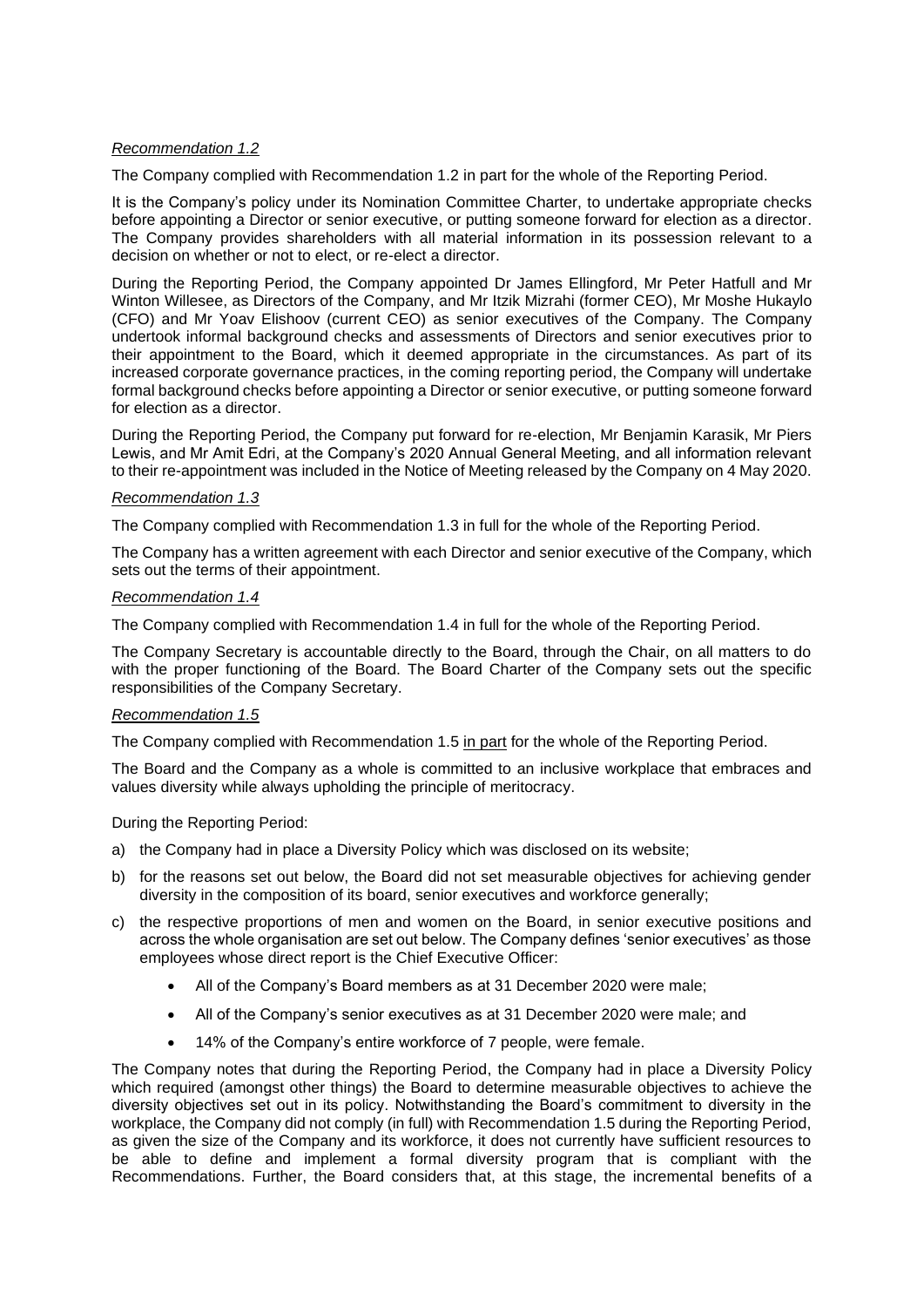*Recommendation 1.2*

The Company complied with Recommendation 1.2 in part for the whole of the Reporting Period.

It is the Company's policy under its Nomination Committee Charter, to undertake appropriate checks before appointing a Director or senior executive, or putting someone forward for election as a director. The Company provides shareholders with all material information in its possession relevant to a decision on whether or not to elect, or re-elect a director.

During the Reporting Period, the Company appointed Dr James Ellingford, Mr Peter Hatfull and Mr Winton Willesee, as Directors of the Company, and Mr Itzik Mizrahi (former CEO), Mr Moshe Hukaylo (CFO) and Mr Yoav Elishoov (current CEO) as senior executives of the Company. The Company undertook informal background checks and assessments of Directors and senior executives prior to their appointment to the Board, which it deemed appropriate in the circumstances. As part of its increased corporate governance practices, in the coming reporting period, the Company will undertake formal background checks before appointing a Director or senior executive, or putting someone forward for election as a director.

During the Reporting Period, the Company put forward for re-election, Mr Benjamin Karasik, Mr Piers Lewis, and Mr Amit Edri, at the Company's 2020 Annual General Meeting, and all information relevant to their re-appointment was included in the Notice of Meeting released by the Company on 4 May 2020.

*Recommendation 1.3*

The Company complied with Recommendation 1.3 in full for the whole of the Reporting Period.

The Company has a written agreement with each Director and senior executive of the Company, which sets out the terms of their appointment.

*Recommendation 1.4*

The Company complied with Recommendation 1.4 in full for the whole of the Reporting Period.

The Company Secretary is accountable directly to the Board, through the Chair, on all matters to do with the proper functioning of the Board. The Board Charter of the Company sets out the specific responsibilities of the Company Secretary.

*Recommendation 1.5*

The Company complied with Recommendation 1.5 in part for the whole of the Reporting Period.

The Board and the Company as a whole is committed to an inclusive workplace that embraces and values diversity while always upholding the principle of meritocracy.

During the Reporting Period:

a) the Company had in place a Diversity Policy which was disclosed on its website;
b) for the reasons set out below, the Board did not set measurable objectives for achieving gender diversity in the composition of its board, senior executives and workforce generally;
c) the respective proportions of men and women on the Board, in senior executive positions and across the whole organisation are set out below. The Company defines 'senior executives' as those employees whose direct report is the Chief Executive Officer:
    - All of the Company's Board members as at 31 December 2020 were male;
    - All of the Company's senior executives as at 31 December 2020 were male; and
    - 14% of the Company's entire workforce of 7 people, were female.

The Company notes that during the Reporting Period, the Company had in place a Diversity Policy which required (amongst other things) the Board to determine measurable objectives to achieve the diversity objectives set out in its policy. Notwithstanding the Board's commitment to diversity in the workplace, the Company did not comply (in full) with Recommendation 1.5 during the Reporting Period, as given the size of the Company and its workforce, it does not currently have sufficient resources to be able to define and implement a formal diversity program that is compliant with the Recommendations. Further, the Board considers that, at this stage, the incremental benefits of a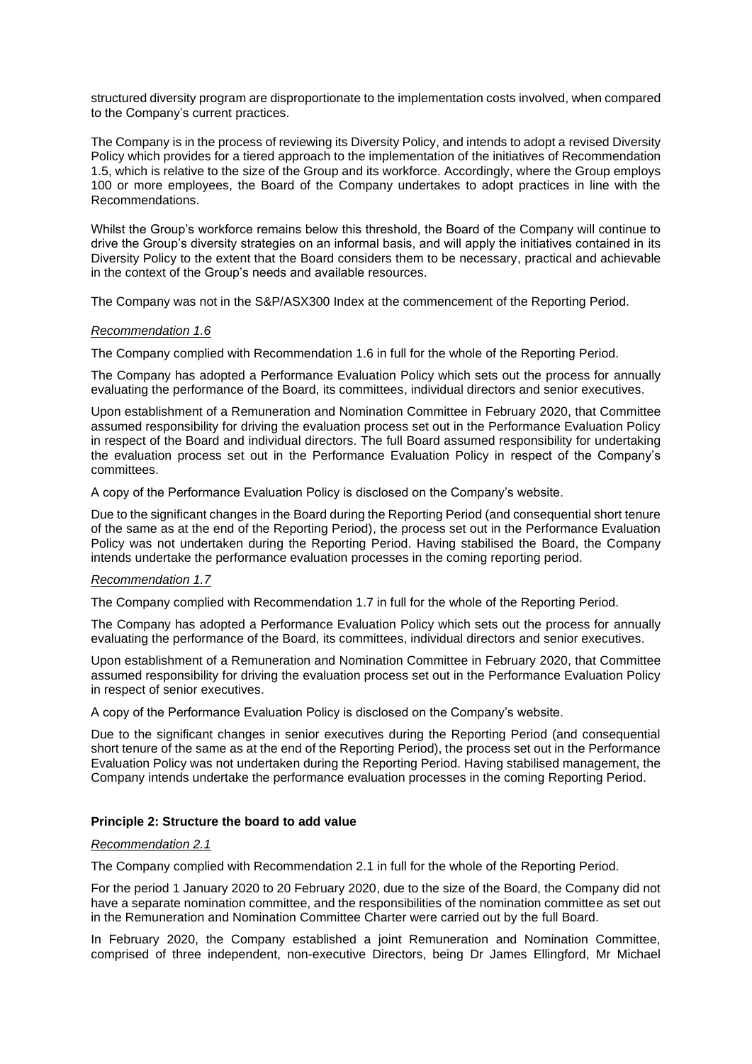structured diversity program are disproportionate to the implementation costs involved, when compared to the Company's current practices.

The Company is in the process of reviewing its Diversity Policy, and intends to adopt a revised Diversity Policy which provides for a tiered approach to the implementation of the initiatives of Recommendation 1.5, which is relative to the size of the Group and its workforce. Accordingly, where the Group employs 100 or more employees, the Board of the Company undertakes to adopt practices in line with the Recommendations.

Whilst the Group's workforce remains below this threshold, the Board of the Company will continue to drive the Group's diversity strategies on an informal basis, and will apply the initiatives contained in its Diversity Policy to the extent that the Board considers them to be necessary, practical and achievable in the context of the Group's needs and available resources.

The Company was not in the S&P/ASX300 Index at the commencement of the Reporting Period.

*Recommendation 1.6*

The Company complied with Recommendation 1.6 in full for the whole of the Reporting Period.

The Company has adopted a Performance Evaluation Policy which sets out the process for annually evaluating the performance of the Board, its committees, individual directors and senior executives.

Upon establishment of a Remuneration and Nomination Committee in February 2020, that Committee assumed responsibility for driving the evaluation process set out in the Performance Evaluation Policy in respect of the Board and individual directors. The full Board assumed responsibility for undertaking the evaluation process set out in the Performance Evaluation Policy in respect of the Company's committees.

A copy of the Performance Evaluation Policy is disclosed on the Company's website.

Due to the significant changes in the Board during the Reporting Period (and consequential short tenure of the same as at the end of the Reporting Period), the process set out in the Performance Evaluation Policy was not undertaken during the Reporting Period. Having stabilised the Board, the Company intends undertake the performance evaluation processes in the coming reporting period.

*Recommendation 1.7*

The Company complied with Recommendation 1.7 in full for the whole of the Reporting Period.

The Company has adopted a Performance Evaluation Policy which sets out the process for annually evaluating the performance of the Board, its committees, individual directors and senior executives.

Upon establishment of a Remuneration and Nomination Committee in February 2020, that Committee assumed responsibility for driving the evaluation process set out in the Performance Evaluation Policy in respect of senior executives.

A copy of the Performance Evaluation Policy is disclosed on the Company's website.

Due to the significant changes in senior executives during the Reporting Period (and consequential short tenure of the same as at the end of the Reporting Period), the process set out in the Performance Evaluation Policy was not undertaken during the Reporting Period. Having stabilised management, the Company intends undertake the performance evaluation processes in the coming Reporting Period.

**Principle 2: Structure the board to add value**

*Recommendation 2.1*

The Company complied with Recommendation 2.1 in full for the whole of the Reporting Period.

For the period 1 January 2020 to 20 February 2020, due to the size of the Board, the Company did not have a separate nomination committee, and the responsibilities of the nomination committee as set out in the Remuneration and Nomination Committee Charter were carried out by the full Board.

In February 2020, the Company established a joint Remuneration and Nomination Committee, comprised of three independent, non-executive Directors, being Dr James Ellingford, Mr Michael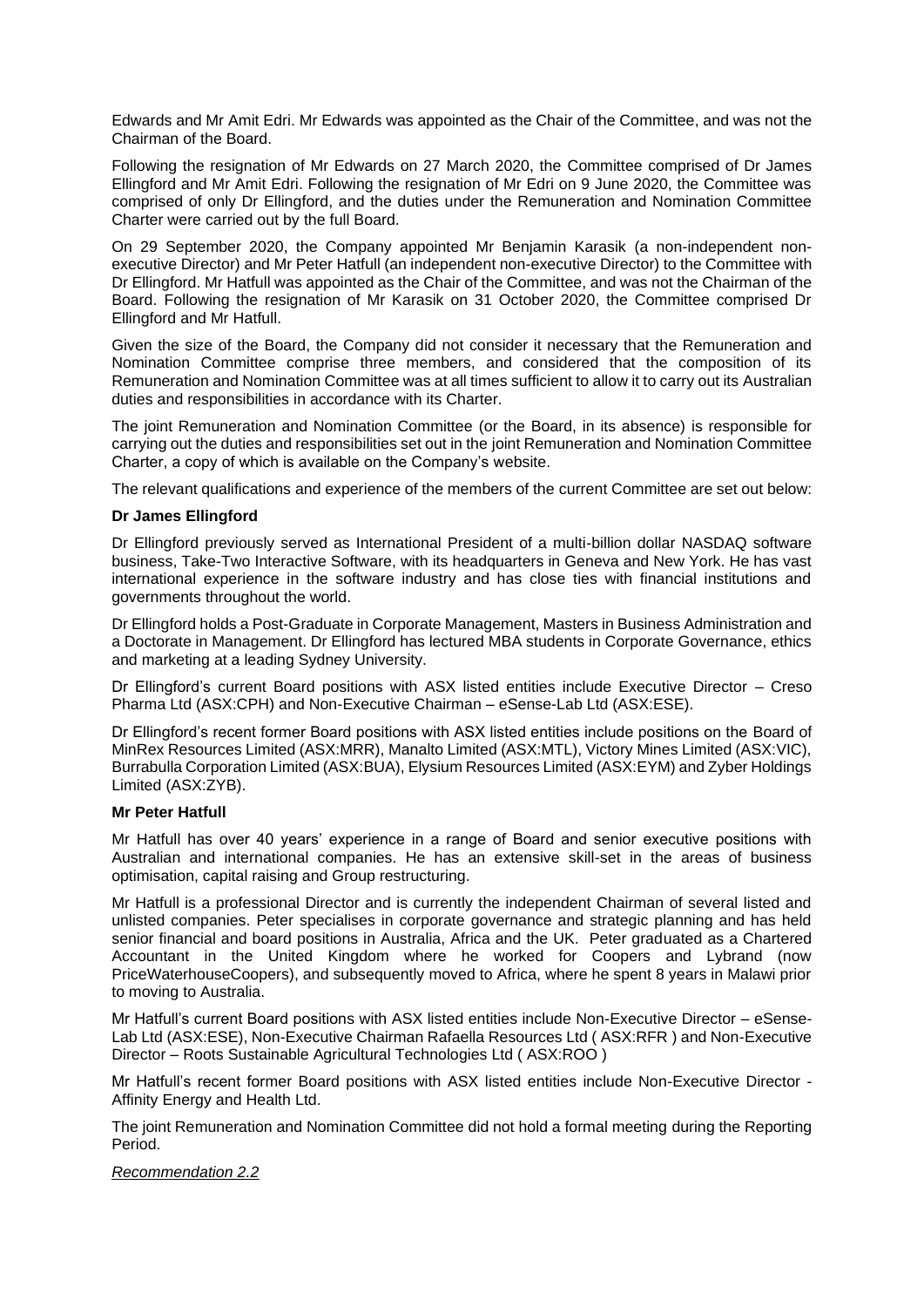Edwards and Mr Amit Edri. Mr Edwards was appointed as the Chair of the Committee, and was not the Chairman of the Board.

Following the resignation of Mr Edwards on 27 March 2020, the Committee comprised of Dr James Ellingford and Mr Amit Edri. Following the resignation of Mr Edri on 9 June 2020, the Committee was comprised of only Dr Ellingford, and the duties under the Remuneration and Nomination Committee Charter were carried out by the full Board.

On 29 September 2020, the Company appointed Mr Benjamin Karasik (a non-independent non-executive Director) and Mr Peter Hatfull (an independent non-executive Director) to the Committee with Dr Ellingford. Mr Hatfull was appointed as the Chair of the Committee, and was not the Chairman of the Board. Following the resignation of Mr Karasik on 31 October 2020, the Committee comprised Dr Ellingford and Mr Hatfull.

Given the size of the Board, the Company did not consider it necessary that the Remuneration and Nomination Committee comprise three members, and considered that the composition of its Remuneration and Nomination Committee was at all times sufficient to allow it to carry out its Australian duties and responsibilities in accordance with its Charter.

The joint Remuneration and Nomination Committee (or the Board, in its absence) is responsible for carrying out the duties and responsibilities set out in the joint Remuneration and Nomination Committee Charter, a copy of which is available on the Company's website.

The relevant qualifications and experience of the members of the current Committee are set out below:

**Dr James Ellingford**

Dr Ellingford previously served as International President of a multi-billion dollar NASDAQ software business, Take-Two Interactive Software, with its headquarters in Geneva and New York. He has vast international experience in the software industry and has close ties with financial institutions and governments throughout the world.

Dr Ellingford holds a Post-Graduate in Corporate Management, Masters in Business Administration and a Doctorate in Management. Dr Ellingford has lectured MBA students in Corporate Governance, ethics and marketing at a leading Sydney University.

Dr Ellingford's current Board positions with ASX listed entities include Executive Director – Creso Pharma Ltd (ASX:CPH) and Non-Executive Chairman – eSense-Lab Ltd (ASX:ESE).

Dr Ellingford's recent former Board positions with ASX listed entities include positions on the Board of MinRex Resources Limited (ASX:MRR), Manalto Limited (ASX:MTL), Victory Mines Limited (ASX:VIC), Burrabulla Corporation Limited (ASX:BUA), Elysium Resources Limited (ASX:EYM) and Zyber Holdings Limited (ASX:ZYB).

**Mr Peter Hatfull**

Mr Hatfull has over 40 years' experience in a range of Board and senior executive positions with Australian and international companies. He has an extensive skill-set in the areas of business optimisation, capital raising and Group restructuring.

Mr Hatfull is a professional Director and is currently the independent Chairman of several listed and unlisted companies. Peter specialises in corporate governance and strategic planning and has held senior financial and board positions in Australia, Africa and the UK. Peter graduated as a Chartered Accountant in the United Kingdom where he worked for Coopers and Lybrand (now PriceWaterhouseCoopers), and subsequently moved to Africa, where he spent 8 years in Malawi prior to moving to Australia.

Mr Hatfull's current Board positions with ASX listed entities include Non-Executive Director – eSense-Lab Ltd (ASX:ESE), Non-Executive Chairman Rafaella Resources Ltd ( ASX:RFR ) and Non-Executive Director – Roots Sustainable Agricultural Technologies Ltd ( ASX:ROO )

Mr Hatfull's recent former Board positions with ASX listed entities include Non-Executive Director - Affinity Energy and Health Ltd.

The joint Remuneration and Nomination Committee did not hold a formal meeting during the Reporting Period.

*Recommendation 2.2*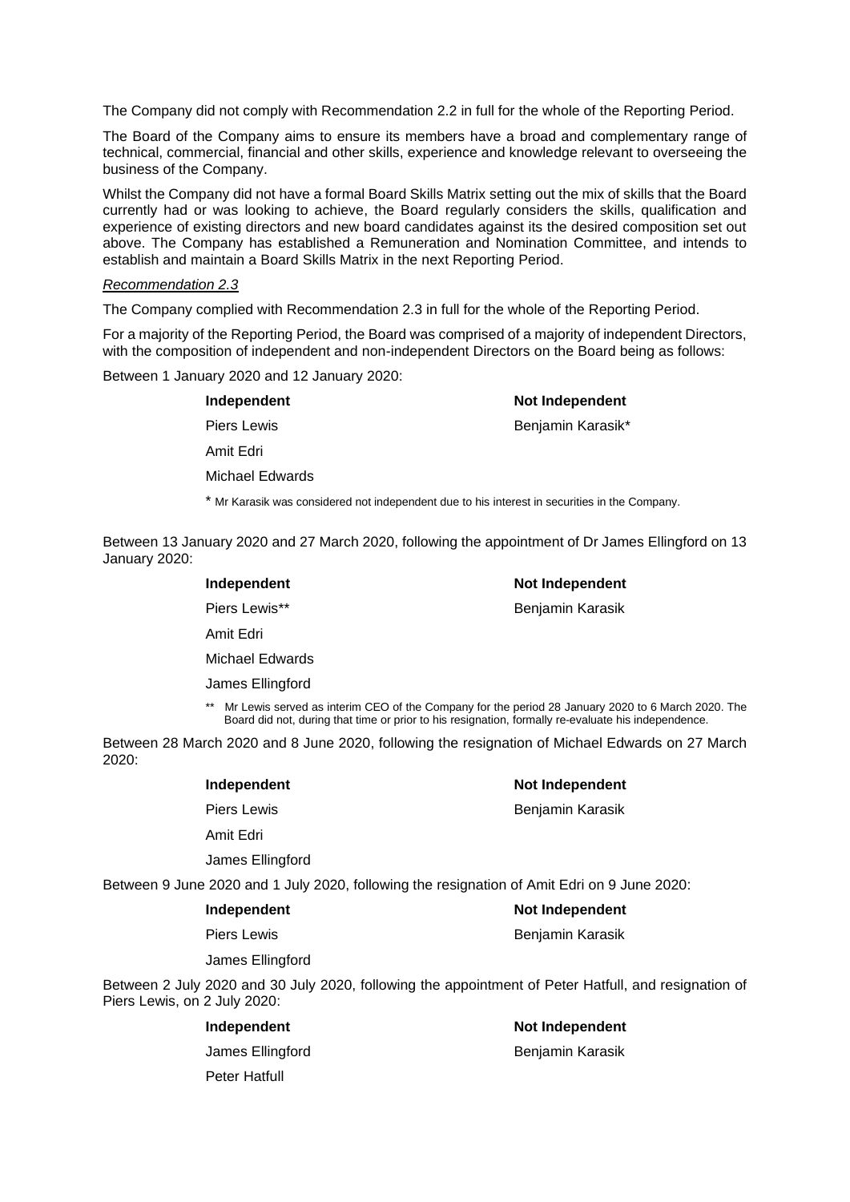The Company did not comply with Recommendation 2.2 in full for the whole of the Reporting Period.

The Board of the Company aims to ensure its members have a broad and complementary range of technical, commercial, financial and other skills, experience and knowledge relevant to overseeing the business of the Company.

Whilst the Company did not have a formal Board Skills Matrix setting out the mix of skills that the Board currently had or was looking to achieve, the Board regularly considers the skills, qualification and experience of existing directors and new board candidates against its the desired composition set out above. The Company has established a Remuneration and Nomination Committee, and intends to establish and maintain a Board Skills Matrix in the next Reporting Period.

*Recommendation 2.3*

The Company complied with Recommendation 2.3 in full for the whole of the Reporting Period.

For a majority of the Reporting Period, the Board was comprised of a majority of independent Directors, with the composition of independent and non-independent Directors on the Board being as follows:

Between 1 January 2020 and 12 January 2020:

| Independent | Not Independent |
|---|---|
| Piers Lewis | Benjamin Karasik* |
| Amit Edri | |
| Michael Edwards | |

\* Mr Karasik was considered not independent due to his interest in securities in the Company.

Between 13 January 2020 and 27 March 2020, following the appointment of Dr James Ellingford on 13 January 2020:

| Independent | Not Independent |
|---|---|
| Piers Lewis** | Benjamin Karasik |
| Amit Edri | |
| Michael Edwards | |
| James Ellingford | |

** Mr Lewis served as interim CEO of the Company for the period 28 January 2020 to 6 March 2020. The Board did not, during that time or prior to his resignation, formally re-evaluate his independence.

Between 28 March 2020 and 8 June 2020, following the resignation of Michael Edwards on 27 March 2020:

| Independent | Not Independent |
|---|---|
| Piers Lewis | Benjamin Karasik |
| Amit Edri | |
| James Ellingford | |

Between 9 June 2020 and 1 July 2020, following the resignation of Amit Edri on 9 June 2020:

| Independent | Not Independent |
|---|---|
| Piers Lewis | Benjamin Karasik |
| James Ellingford | |

Between 2 July 2020 and 30 July 2020, following the appointment of Peter Hatfull, and resignation of Piers Lewis, on 2 July 2020:

| Independent | Not Independent |
|---|---|
| James Ellingford | Benjamin Karasik |
| Peter Hatfull | |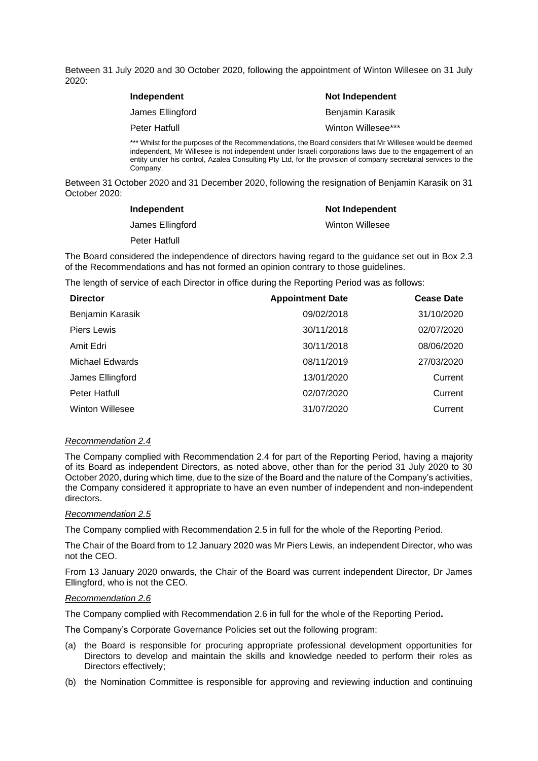Between 31 July 2020 and 30 October 2020, following the appointment of Winton Willesee on 31 July 2020:

| Independent | Not Independent |
|---|---|
| James Ellingford | Benjamin Karasik |
| Peter Hatfull | Winton Willesee*** |

*** Whilst for the purposes of the Recommendations, the Board considers that Mr Willesee would be deemed independent, Mr Willesee is not independent under Israeli corporations laws due to the engagement of an entity under his control, Azalea Consulting Pty Ltd, for the provision of company secretarial services to the Company.

Between 31 October 2020 and 31 December 2020, following the resignation of Benjamin Karasik on 31 October 2020:

| Independent | Not Independent |
|---|---|
| James Ellingford | Winton Willesee |
| Peter Hatfull | |

The Board considered the independence of directors having regard to the guidance set out in Box 2.3 of the Recommendations and has not formed an opinion contrary to those guidelines.

The length of service of each Director in office during the Reporting Period was as follows:

| Director | Appointment Date | Cease Date |
|---|---|---|
| Benjamin Karasik | 09/02/2018 | 31/10/2020 |
| Piers Lewis | 30/11/2018 | 02/07/2020 |
| Amit Edri | 30/11/2018 | 08/06/2020 |
| Michael Edwards | 08/11/2019 | 27/03/2020 |
| James Ellingford | 13/01/2020 | Current |
| Peter Hatfull | 02/07/2020 | Current |
| Winton Willesee | 31/07/2020 | Current |

*Recommendation 2.4*

The Company complied with Recommendation 2.4 for part of the Reporting Period, having a majority of its Board as independent Directors, as noted above, other than for the period 31 July 2020 to 30 October 2020, during which time, due to the size of the Board and the nature of the Company's activities, the Company considered it appropriate to have an even number of independent and non-independent directors.

*Recommendation 2.5*

The Company complied with Recommendation 2.5 in full for the whole of the Reporting Period.

The Chair of the Board from to 12 January 2020 was Mr Piers Lewis, an independent Director, who was not the CEO.

From 13 January 2020 onwards, the Chair of the Board was current independent Director, Dr James Ellingford, who is not the CEO.

*Recommendation 2.6*

The Company complied with Recommendation 2.6 in full for the whole of the Reporting Period**.**

The Company's Corporate Governance Policies set out the following program:

(a) the Board is responsible for procuring appropriate professional development opportunities for Directors to develop and maintain the skills and knowledge needed to perform their roles as Directors effectively;

(b) the Nomination Committee is responsible for approving and reviewing induction and continuing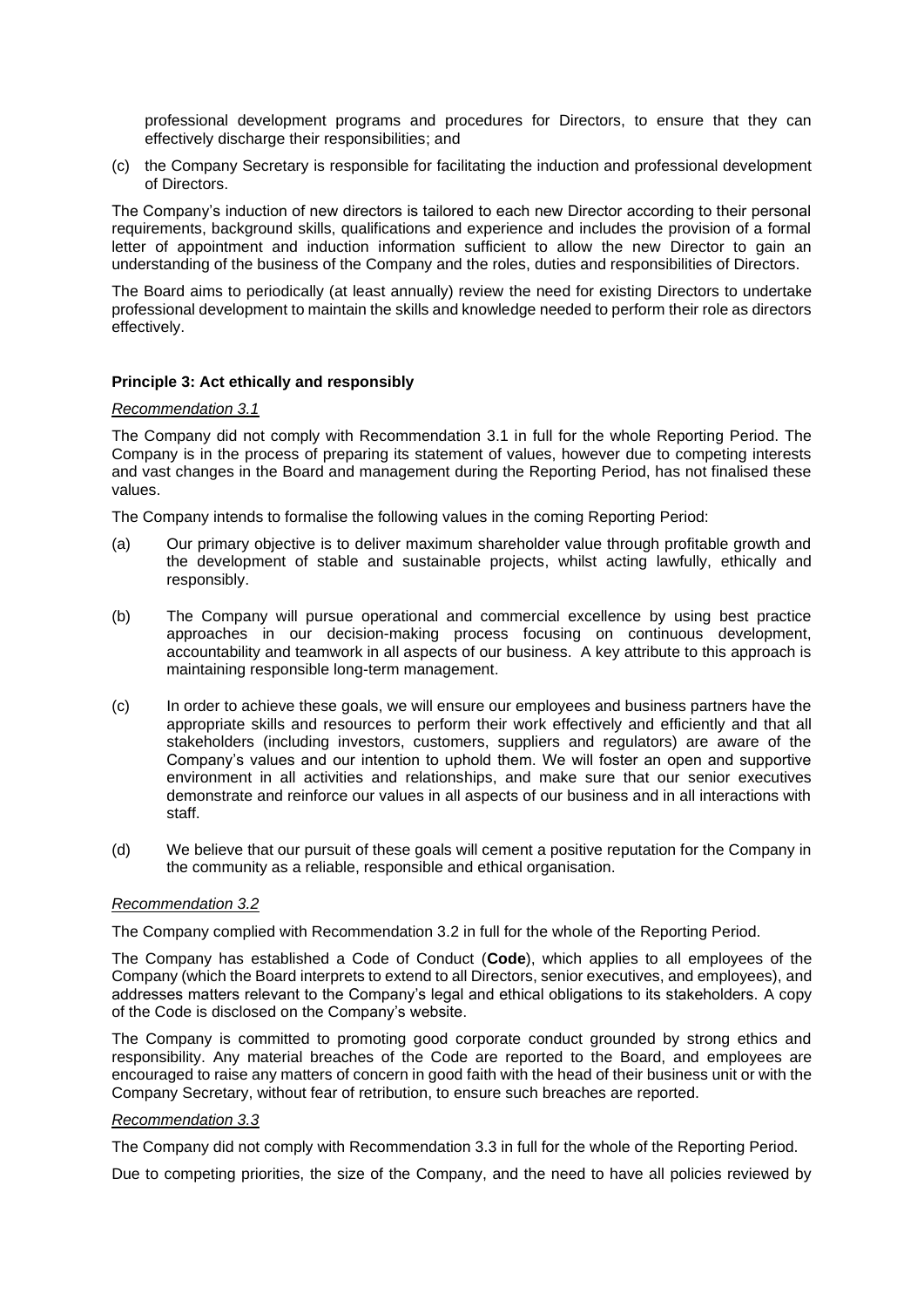professional development programs and procedures for Directors, to ensure that they can effectively discharge their responsibilities; and

(c) the Company Secretary is responsible for facilitating the induction and professional development of Directors.

The Company's induction of new directors is tailored to each new Director according to their personal requirements, background skills, qualifications and experience and includes the provision of a formal letter of appointment and induction information sufficient to allow the new Director to gain an understanding of the business of the Company and the roles, duties and responsibilities of Directors.

The Board aims to periodically (at least annually) review the need for existing Directors to undertake professional development to maintain the skills and knowledge needed to perform their role as directors effectively.

**Principle 3: Act ethically and responsibly**

*Recommendation 3.1*

The Company did not comply with Recommendation 3.1 in full for the whole Reporting Period. The Company is in the process of preparing its statement of values, however due to competing interests and vast changes in the Board and management during the Reporting Period, has not finalised these values.

The Company intends to formalise the following values in the coming Reporting Period:

(a) Our primary objective is to deliver maximum shareholder value through profitable growth and the development of stable and sustainable projects, whilst acting lawfully, ethically and responsibly.

(b) The Company will pursue operational and commercial excellence by using best practice approaches in our decision-making process focusing on continuous development, accountability and teamwork in all aspects of our business. A key attribute to this approach is maintaining responsible long-term management.

(c) In order to achieve these goals, we will ensure our employees and business partners have the appropriate skills and resources to perform their work effectively and efficiently and that all stakeholders (including investors, customers, suppliers and regulators) are aware of the Company's values and our intention to uphold them. We will foster an open and supportive environment in all activities and relationships, and make sure that our senior executives demonstrate and reinforce our values in all aspects of our business and in all interactions with staff.

(d) We believe that our pursuit of these goals will cement a positive reputation for the Company in the community as a reliable, responsible and ethical organisation.

*Recommendation 3.2*

The Company complied with Recommendation 3.2 in full for the whole of the Reporting Period.

The Company has established a Code of Conduct (**Code**), which applies to all employees of the Company (which the Board interprets to extend to all Directors, senior executives, and employees), and addresses matters relevant to the Company's legal and ethical obligations to its stakeholders. A copy of the Code is disclosed on the Company's website.

The Company is committed to promoting good corporate conduct grounded by strong ethics and responsibility. Any material breaches of the Code are reported to the Board, and employees are encouraged to raise any matters of concern in good faith with the head of their business unit or with the Company Secretary, without fear of retribution, to ensure such breaches are reported.

*Recommendation 3.3*

The Company did not comply with Recommendation 3.3 in full for the whole of the Reporting Period.

Due to competing priorities, the size of the Company, and the need to have all policies reviewed by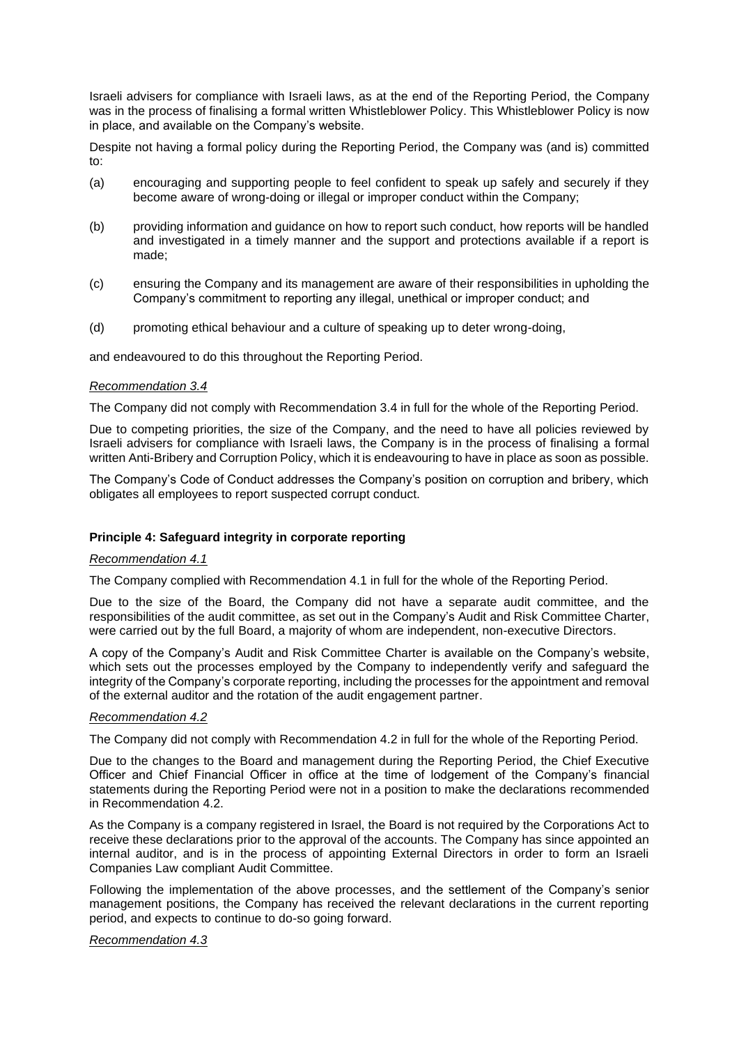Israeli advisers for compliance with Israeli laws, as at the end of the Reporting Period, the Company was in the process of finalising a formal written Whistleblower Policy. This Whistleblower Policy is now in place, and available on the Company's website.

Despite not having a formal policy during the Reporting Period, the Company was (and is) committed to:

(a) encouraging and supporting people to feel confident to speak up safely and securely if they become aware of wrong-doing or illegal or improper conduct within the Company;

(b) providing information and guidance on how to report such conduct, how reports will be handled and investigated in a timely manner and the support and protections available if a report is made;

(c) ensuring the Company and its management are aware of their responsibilities in upholding the Company's commitment to reporting any illegal, unethical or improper conduct; and

(d) promoting ethical behaviour and a culture of speaking up to deter wrong-doing,

and endeavoured to do this throughout the Reporting Period.

*Recommendation 3.4*

The Company did not comply with Recommendation 3.4 in full for the whole of the Reporting Period.

Due to competing priorities, the size of the Company, and the need to have all policies reviewed by Israeli advisers for compliance with Israeli laws, the Company is in the process of finalising a formal written Anti-Bribery and Corruption Policy, which it is endeavouring to have in place as soon as possible.

The Company's Code of Conduct addresses the Company's position on corruption and bribery, which obligates all employees to report suspected corrupt conduct.

**Principle 4: Safeguard integrity in corporate reporting**

*Recommendation 4.1*

The Company complied with Recommendation 4.1 in full for the whole of the Reporting Period.

Due to the size of the Board, the Company did not have a separate audit committee, and the responsibilities of the audit committee, as set out in the Company's Audit and Risk Committee Charter, were carried out by the full Board, a majority of whom are independent, non-executive Directors.

A copy of the Company's Audit and Risk Committee Charter is available on the Company's website, which sets out the processes employed by the Company to independently verify and safeguard the integrity of the Company's corporate reporting, including the processes for the appointment and removal of the external auditor and the rotation of the audit engagement partner.

*Recommendation 4.2*

The Company did not comply with Recommendation 4.2 in full for the whole of the Reporting Period.

Due to the changes to the Board and management during the Reporting Period, the Chief Executive Officer and Chief Financial Officer in office at the time of lodgement of the Company's financial statements during the Reporting Period were not in a position to make the declarations recommended in Recommendation 4.2.

As the Company is a company registered in Israel, the Board is not required by the Corporations Act to receive these declarations prior to the approval of the accounts. The Company has since appointed an internal auditor, and is in the process of appointing External Directors in order to form an Israeli Companies Law compliant Audit Committee.

Following the implementation of the above processes, and the settlement of the Company's senior management positions, the Company has received the relevant declarations in the current reporting period, and expects to continue to do-so going forward.

*Recommendation 4.3*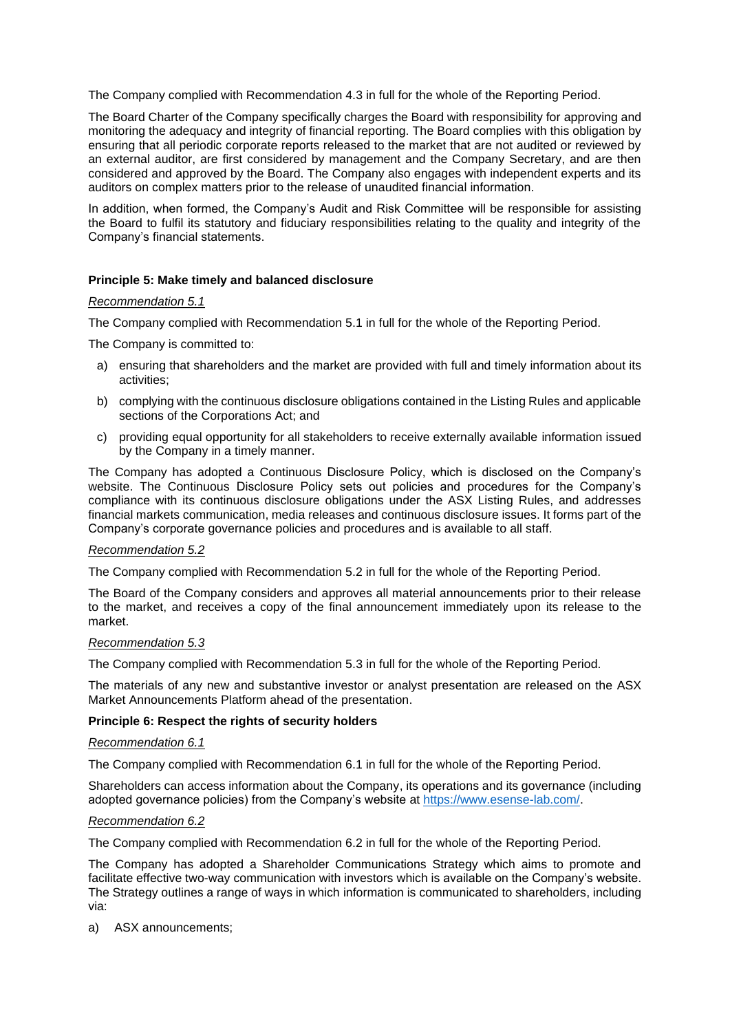The Company complied with Recommendation 4.3 in full for the whole of the Reporting Period.

The Board Charter of the Company specifically charges the Board with responsibility for approving and monitoring the adequacy and integrity of financial reporting. The Board complies with this obligation by ensuring that all periodic corporate reports released to the market that are not audited or reviewed by an external auditor, are first considered by management and the Company Secretary, and are then considered and approved by the Board. The Company also engages with independent experts and its auditors on complex matters prior to the release of unaudited financial information.

In addition, when formed, the Company's Audit and Risk Committee will be responsible for assisting the Board to fulfil its statutory and fiduciary responsibilities relating to the quality and integrity of the Company's financial statements.

**Principle 5: Make timely and balanced disclosure**

*Recommendation 5.1*

The Company complied with Recommendation 5.1 in full for the whole of the Reporting Period.

The Company is committed to:

a) ensuring that shareholders and the market are provided with full and timely information about its activities;
b) complying with the continuous disclosure obligations contained in the Listing Rules and applicable sections of the Corporations Act; and
c) providing equal opportunity for all stakeholders to receive externally available information issued by the Company in a timely manner.

The Company has adopted a Continuous Disclosure Policy, which is disclosed on the Company's website. The Continuous Disclosure Policy sets out policies and procedures for the Company's compliance with its continuous disclosure obligations under the ASX Listing Rules, and addresses financial markets communication, media releases and continuous disclosure issues. It forms part of the Company's corporate governance policies and procedures and is available to all staff.

*Recommendation 5.2*

The Company complied with Recommendation 5.2 in full for the whole of the Reporting Period.

The Board of the Company considers and approves all material announcements prior to their release to the market, and receives a copy of the final announcement immediately upon its release to the market.

*Recommendation 5.3*

The Company complied with Recommendation 5.3 in full for the whole of the Reporting Period.

The materials of any new and substantive investor or analyst presentation are released on the ASX Market Announcements Platform ahead of the presentation.

**Principle 6: Respect the rights of security holders**

*Recommendation 6.1*

The Company complied with Recommendation 6.1 in full for the whole of the Reporting Period.

Shareholders can access information about the Company, its operations and its governance (including adopted governance policies) from the Company's website at https://www.esense-lab.com/.

*Recommendation 6.2*

The Company complied with Recommendation 6.2 in full for the whole of the Reporting Period.

The Company has adopted a Shareholder Communications Strategy which aims to promote and facilitate effective two-way communication with investors which is available on the Company's website. The Strategy outlines a range of ways in which information is communicated to shareholders, including via:

a) ASX announcements;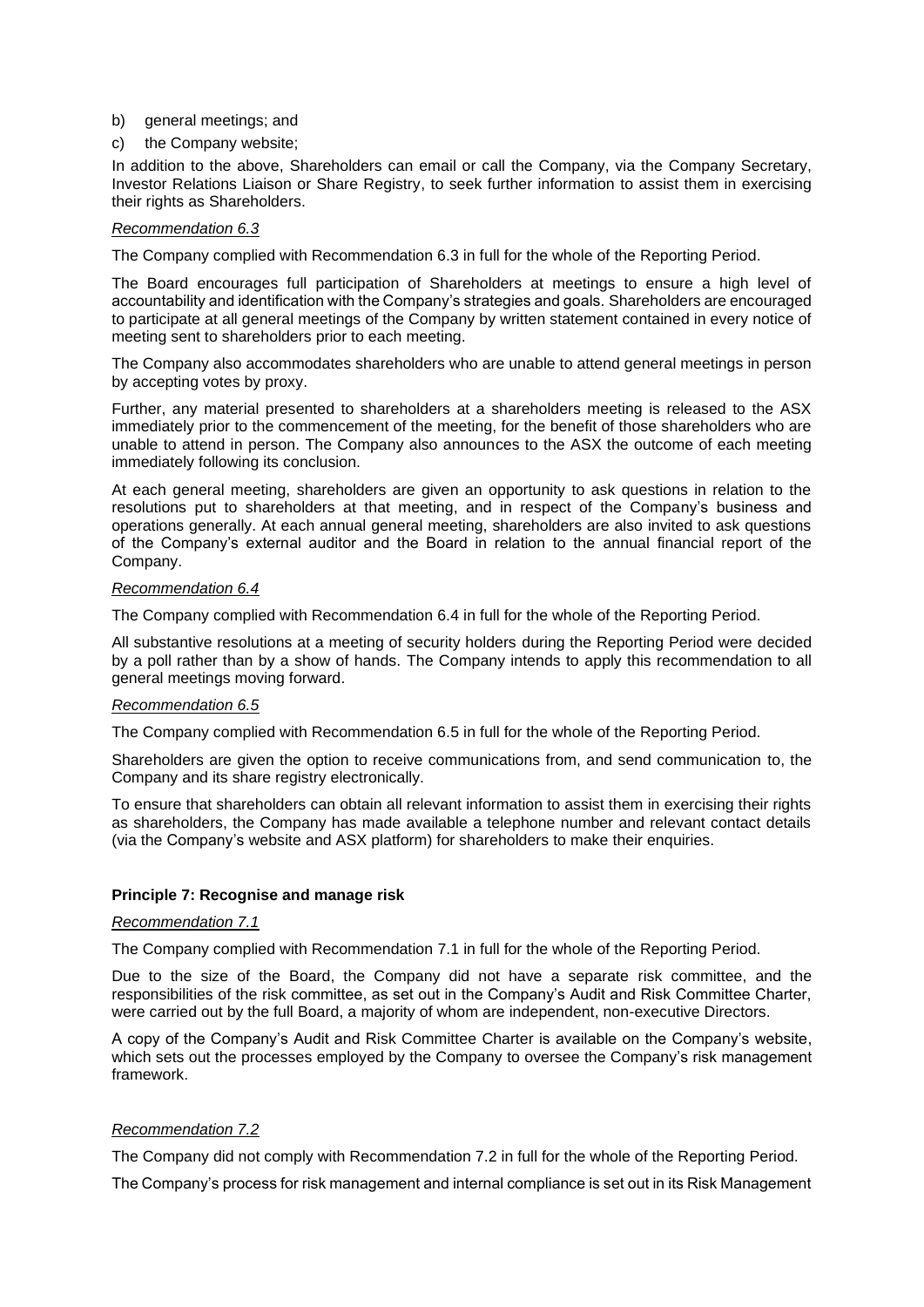b) general meetings; and

c) the Company website;

In addition to the above, Shareholders can email or call the Company, via the Company Secretary, Investor Relations Liaison or Share Registry, to seek further information to assist them in exercising their rights as Shareholders.

*Recommendation 6.3*

The Company complied with Recommendation 6.3 in full for the whole of the Reporting Period.

The Board encourages full participation of Shareholders at meetings to ensure a high level of accountability and identification with the Company's strategies and goals. Shareholders are encouraged to participate at all general meetings of the Company by written statement contained in every notice of meeting sent to shareholders prior to each meeting.

The Company also accommodates shareholders who are unable to attend general meetings in person by accepting votes by proxy.

Further, any material presented to shareholders at a shareholders meeting is released to the ASX immediately prior to the commencement of the meeting, for the benefit of those shareholders who are unable to attend in person. The Company also announces to the ASX the outcome of each meeting immediately following its conclusion.

At each general meeting, shareholders are given an opportunity to ask questions in relation to the resolutions put to shareholders at that meeting, and in respect of the Company's business and operations generally. At each annual general meeting, shareholders are also invited to ask questions of the Company's external auditor and the Board in relation to the annual financial report of the Company.

*Recommendation 6.4*

The Company complied with Recommendation 6.4 in full for the whole of the Reporting Period.

All substantive resolutions at a meeting of security holders during the Reporting Period were decided by a poll rather than by a show of hands. The Company intends to apply this recommendation to all general meetings moving forward.

*Recommendation 6.5*

The Company complied with Recommendation 6.5 in full for the whole of the Reporting Period.

Shareholders are given the option to receive communications from, and send communication to, the Company and its share registry electronically.

To ensure that shareholders can obtain all relevant information to assist them in exercising their rights as shareholders, the Company has made available a telephone number and relevant contact details (via the Company's website and ASX platform) for shareholders to make their enquiries.

**Principle 7: Recognise and manage risk**

*Recommendation 7.1*

The Company complied with Recommendation 7.1 in full for the whole of the Reporting Period.

Due to the size of the Board, the Company did not have a separate risk committee, and the responsibilities of the risk committee, as set out in the Company's Audit and Risk Committee Charter, were carried out by the full Board, a majority of whom are independent, non-executive Directors.

A copy of the Company's Audit and Risk Committee Charter is available on the Company's website, which sets out the processes employed by the Company to oversee the Company's risk management framework.

*Recommendation 7.2*

The Company did not comply with Recommendation 7.2 in full for the whole of the Reporting Period.

The Company's process for risk management and internal compliance is set out in its Risk Management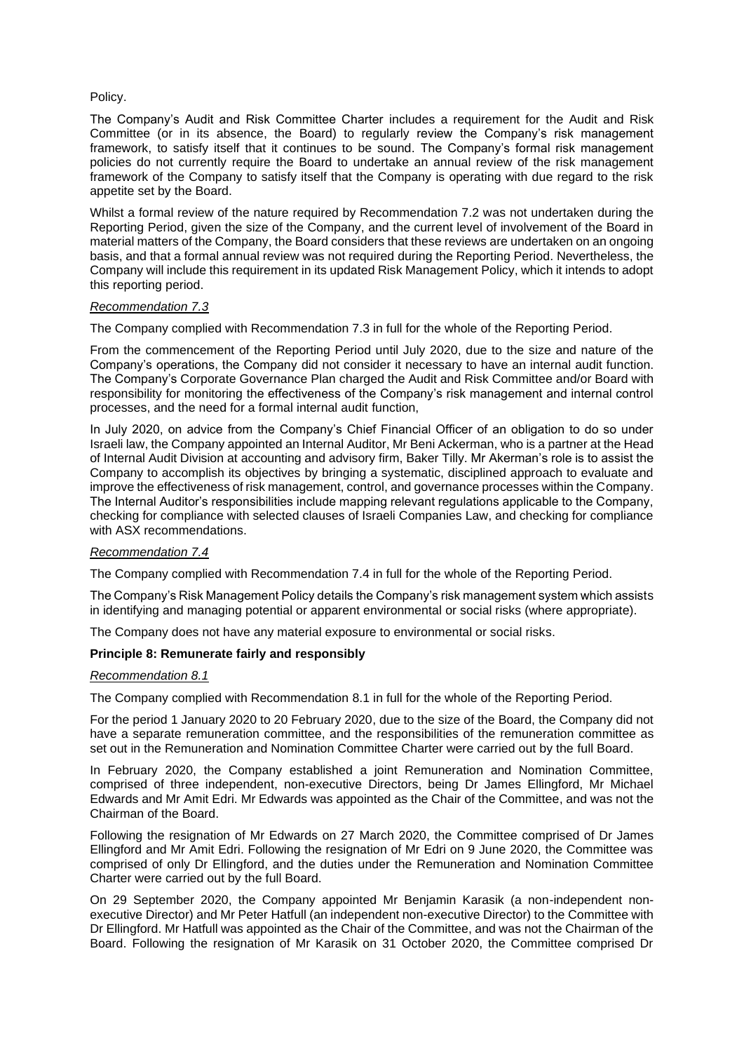Policy.

The Company's Audit and Risk Committee Charter includes a requirement for the Audit and Risk Committee (or in its absence, the Board) to regularly review the Company's risk management framework, to satisfy itself that it continues to be sound. The Company's formal risk management policies do not currently require the Board to undertake an annual review of the risk management framework of the Company to satisfy itself that the Company is operating with due regard to the risk appetite set by the Board.

Whilst a formal review of the nature required by Recommendation 7.2 was not undertaken during the Reporting Period, given the size of the Company, and the current level of involvement of the Board in material matters of the Company, the Board considers that these reviews are undertaken on an ongoing basis, and that a formal annual review was not required during the Reporting Period. Nevertheless, the Company will include this requirement in its updated Risk Management Policy, which it intends to adopt this reporting period.

*Recommendation 7.3*

The Company complied with Recommendation 7.3 in full for the whole of the Reporting Period.

From the commencement of the Reporting Period until July 2020, due to the size and nature of the Company's operations, the Company did not consider it necessary to have an internal audit function. The Company's Corporate Governance Plan charged the Audit and Risk Committee and/or Board with responsibility for monitoring the effectiveness of the Company's risk management and internal control processes, and the need for a formal internal audit function,

In July 2020, on advice from the Company's Chief Financial Officer of an obligation to do so under Israeli law, the Company appointed an Internal Auditor, Mr Beni Ackerman, who is a partner at the Head of Internal Audit Division at accounting and advisory firm, Baker Tilly. Mr Akerman's role is to assist the Company to accomplish its objectives by bringing a systematic, disciplined approach to evaluate and improve the effectiveness of risk management, control, and governance processes within the Company. The Internal Auditor's responsibilities include mapping relevant regulations applicable to the Company, checking for compliance with selected clauses of Israeli Companies Law, and checking for compliance with ASX recommendations.

*Recommendation 7.4*

The Company complied with Recommendation 7.4 in full for the whole of the Reporting Period.

The Company's Risk Management Policy details the Company's risk management system which assists in identifying and managing potential or apparent environmental or social risks (where appropriate).

The Company does not have any material exposure to environmental or social risks.

**Principle 8: Remunerate fairly and responsibly**

*Recommendation 8.1*

The Company complied with Recommendation 8.1 in full for the whole of the Reporting Period.

For the period 1 January 2020 to 20 February 2020, due to the size of the Board, the Company did not have a separate remuneration committee, and the responsibilities of the remuneration committee as set out in the Remuneration and Nomination Committee Charter were carried out by the full Board.

In February 2020, the Company established a joint Remuneration and Nomination Committee, comprised of three independent, non-executive Directors, being Dr James Ellingford, Mr Michael Edwards and Mr Amit Edri. Mr Edwards was appointed as the Chair of the Committee, and was not the Chairman of the Board.

Following the resignation of Mr Edwards on 27 March 2020, the Committee comprised of Dr James Ellingford and Mr Amit Edri. Following the resignation of Mr Edri on 9 June 2020, the Committee was comprised of only Dr Ellingford, and the duties under the Remuneration and Nomination Committee Charter were carried out by the full Board.

On 29 September 2020, the Company appointed Mr Benjamin Karasik (a non-independent non-executive Director) and Mr Peter Hatfull (an independent non-executive Director) to the Committee with Dr Ellingford. Mr Hatfull was appointed as the Chair of the Committee, and was not the Chairman of the Board. Following the resignation of Mr Karasik on 31 October 2020, the Committee comprised Dr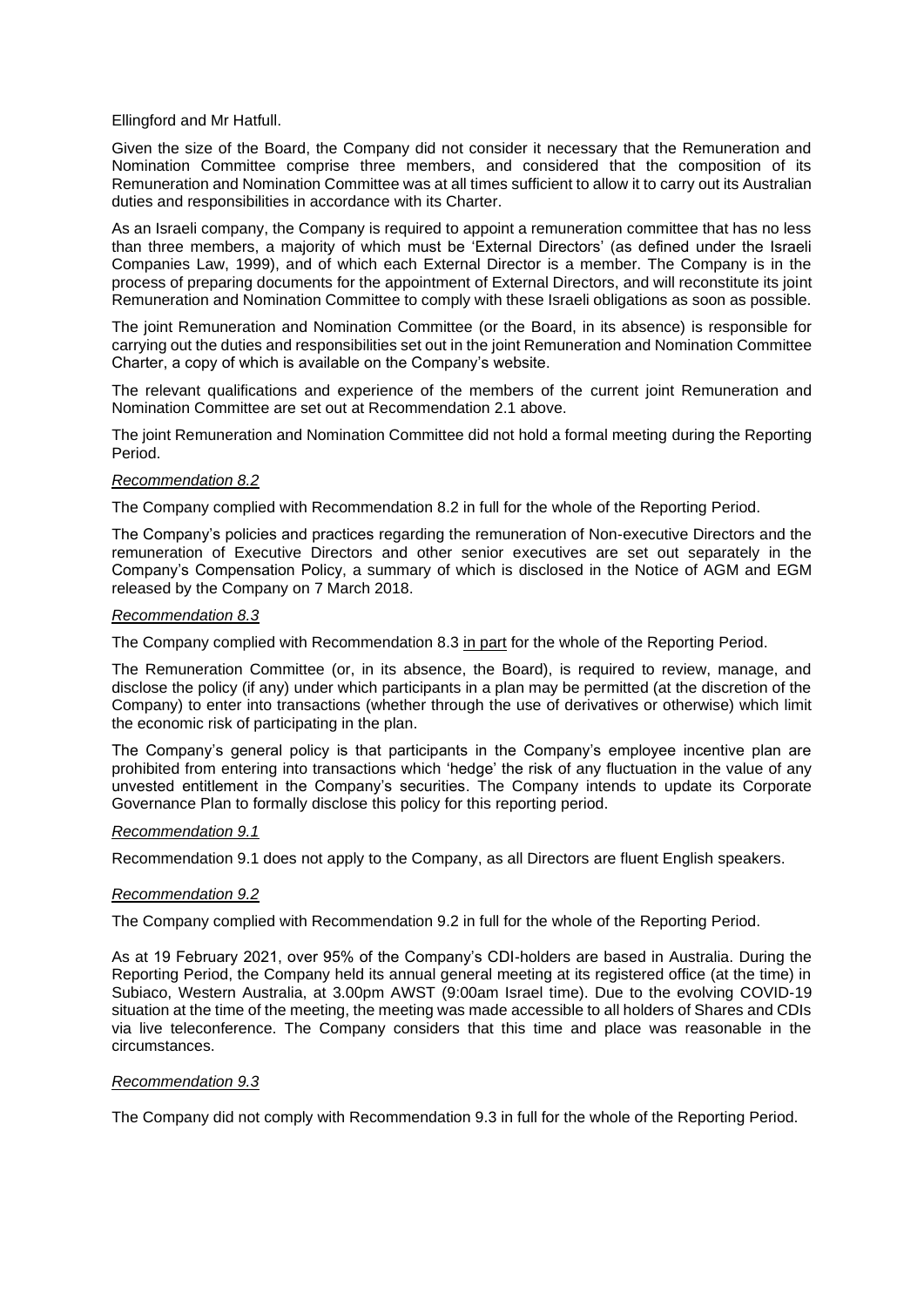Ellingford and Mr Hatfull.

Given the size of the Board, the Company did not consider it necessary that the Remuneration and Nomination Committee comprise three members, and considered that the composition of its Remuneration and Nomination Committee was at all times sufficient to allow it to carry out its Australian duties and responsibilities in accordance with its Charter.

As an Israeli company, the Company is required to appoint a remuneration committee that has no less than three members, a majority of which must be 'External Directors' (as defined under the Israeli Companies Law, 1999), and of which each External Director is a member. The Company is in the process of preparing documents for the appointment of External Directors, and will reconstitute its joint Remuneration and Nomination Committee to comply with these Israeli obligations as soon as possible.

The joint Remuneration and Nomination Committee (or the Board, in its absence) is responsible for carrying out the duties and responsibilities set out in the joint Remuneration and Nomination Committee Charter, a copy of which is available on the Company's website.

The relevant qualifications and experience of the members of the current joint Remuneration and Nomination Committee are set out at Recommendation 2.1 above.

The joint Remuneration and Nomination Committee did not hold a formal meeting during the Reporting Period.

*Recommendation 8.2*

The Company complied with Recommendation 8.2 in full for the whole of the Reporting Period.

The Company's policies and practices regarding the remuneration of Non-executive Directors and the remuneration of Executive Directors and other senior executives are set out separately in the Company's Compensation Policy, a summary of which is disclosed in the Notice of AGM and EGM released by the Company on 7 March 2018.

*Recommendation 8.3*

The Company complied with Recommendation 8.3 in part for the whole of the Reporting Period.

The Remuneration Committee (or, in its absence, the Board), is required to review, manage, and disclose the policy (if any) under which participants in a plan may be permitted (at the discretion of the Company) to enter into transactions (whether through the use of derivatives or otherwise) which limit the economic risk of participating in the plan.

The Company's general policy is that participants in the Company's employee incentive plan are prohibited from entering into transactions which 'hedge' the risk of any fluctuation in the value of any unvested entitlement in the Company's securities. The Company intends to update its Corporate Governance Plan to formally disclose this policy for this reporting period.

*Recommendation 9.1*

Recommendation 9.1 does not apply to the Company, as all Directors are fluent English speakers.

*Recommendation 9.2*

The Company complied with Recommendation 9.2 in full for the whole of the Reporting Period.

As at 19 February 2021, over 95% of the Company's CDI-holders are based in Australia. During the Reporting Period, the Company held its annual general meeting at its registered office (at the time) in Subiaco, Western Australia, at 3.00pm AWST (9:00am Israel time). Due to the evolving COVID-19 situation at the time of the meeting, the meeting was made accessible to all holders of Shares and CDIs via live teleconference. The Company considers that this time and place was reasonable in the circumstances.

*Recommendation 9.3*

The Company did not comply with Recommendation 9.3 in full for the whole of the Reporting Period.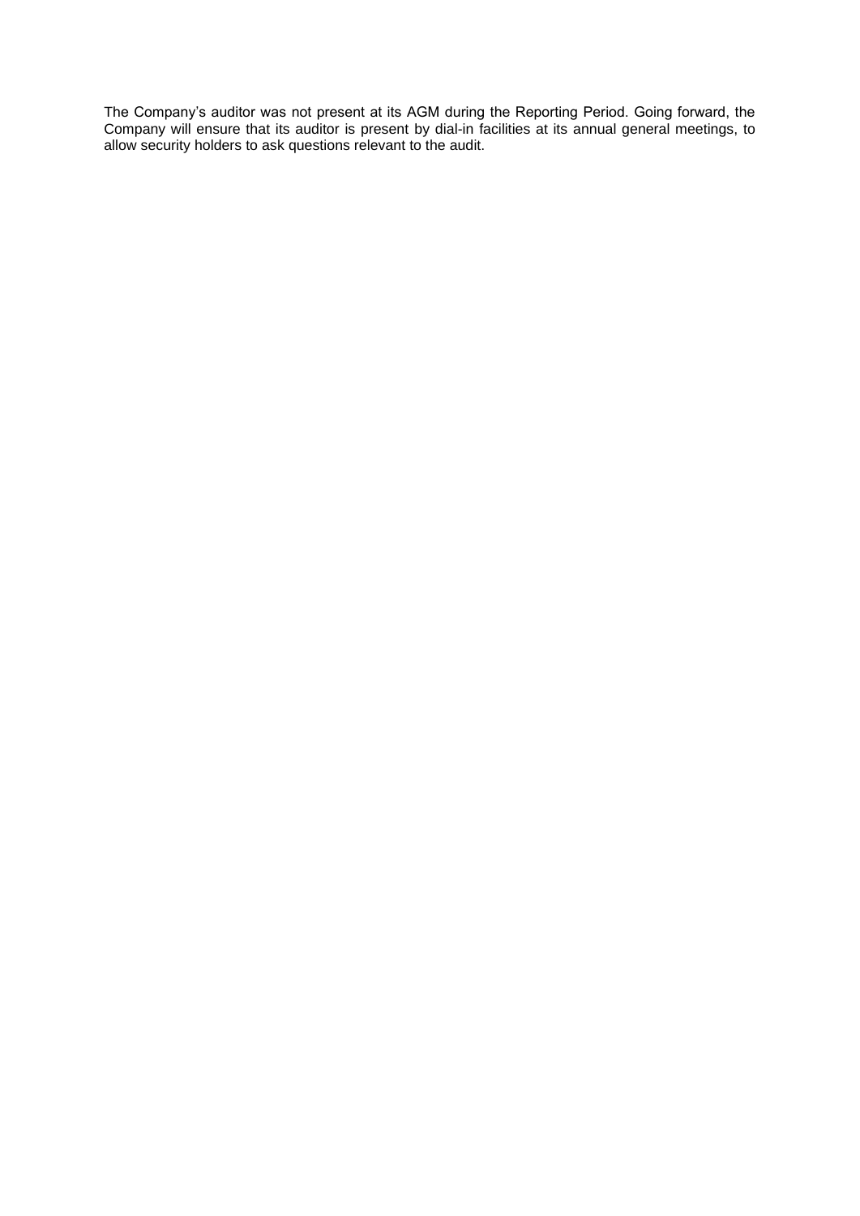The Company's auditor was not present at its AGM during the Reporting Period. Going forward, the Company will ensure that its auditor is present by dial-in facilities at its annual general meetings, to allow security holders to ask questions relevant to the audit.